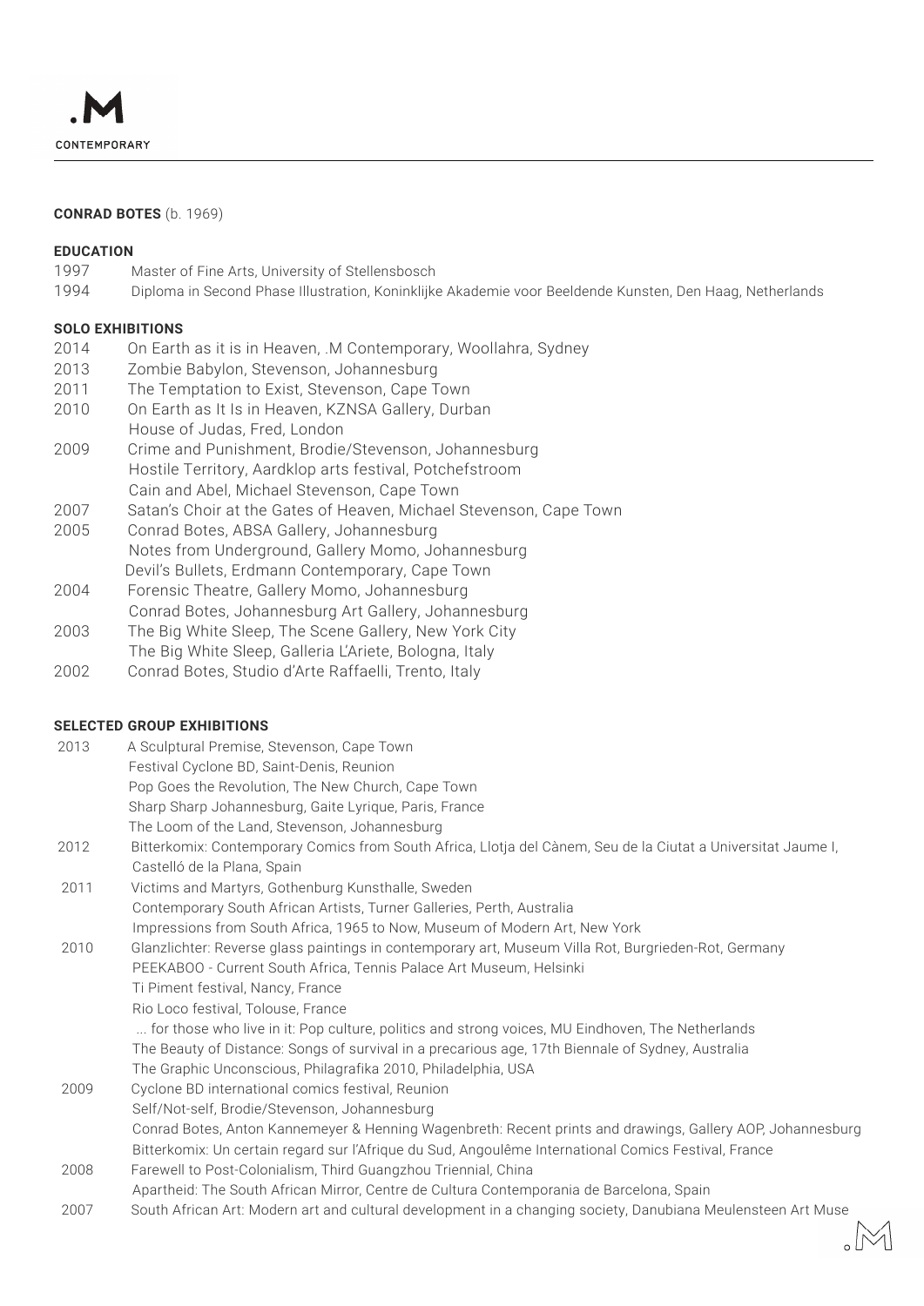**CONRAD BOTES** (b. 1969)

**EDUCATION**

1997 Master of Fine Arts, University of Stellensbosch
1994 Diploma in Second Phase Illustration, Koninklijke Akademie voor Beeldende Kunsten, Den Haag, Netherlands

**SOLO EXHIBITIONS**

2014 On Earth as it is in Heaven, .M Contemporary, Woollahra, Sydney
2013 Zombie Babylon, Stevenson, Johannesburg
2011 The Temptation to Exist, Stevenson, Cape Town
2010 On Earth as It Is in Heaven, KZNSA Gallery, Durban
House of Judas, Fred, London
2009 Crime and Punishment, Brodie/Stevenson, Johannesburg
Hostile Territory, Aardklop arts festival, Potchefstroom
Cain and Abel, Michael Stevenson, Cape Town
2007 Satan's Choir at the Gates of Heaven, Michael Stevenson, Cape Town
2005 Conrad Botes, ABSA Gallery, Johannesburg
Notes from Underground, Gallery Momo, Johannesburg
Devil's Bullets, Erdmann Contemporary, Cape Town
2004 Forensic Theatre, Gallery Momo, Johannesburg
Conrad Botes, Johannesburg Art Gallery, Johannesburg
2003 The Big White Sleep, The Scene Gallery, New York City
The Big White Sleep, Galleria L'Ariete, Bologna, Italy
2002 Conrad Botes, Studio d'Arte Raffaelli, Trento, Italy

**SELECTED GROUP EXHIBITIONS**

2013 A Sculptural Premise, Stevenson, Cape Town
Festival Cyclone BD, Saint-Denis, Reunion
Pop Goes the Revolution, The New Church, Cape Town
Sharp Sharp Johannesburg, Gaite Lyrique, Paris, France
The Loom of the Land, Stevenson, Johannesburg
2012 Bitterkomix: Contemporary Comics from South Africa, Llotja del Cànem, Seu de la Ciutat a Universitat Jaume I, Castelló de la Plana, Spain
2011 Victims and Martyrs, Gothenburg Kunsthalle, Sweden
Contemporary South African Artists, Turner Galleries, Perth, Australia
Impressions from South Africa, 1965 to Now, Museum of Modern Art, New York
2010 Glanzlichter: Reverse glass paintings in contemporary art, Museum Villa Rot, Burgrieden-Rot, Germany
PEEKABOO - Current South Africa, Tennis Palace Art Museum, Helsinki
Ti Piment festival, Nancy, France
Rio Loco festival, Tolouse, France
... for those who live in it: Pop culture, politics and strong voices, MU Eindhoven, The Netherlands
The Beauty of Distance: Songs of survival in a precarious age, 17th Biennale of Sydney, Australia
The Graphic Unconscious, Philagrafika 2010, Philadelphia, USA
2009 Cyclone BD international comics festival, Reunion
Self/Not-self, Brodie/Stevenson, Johannesburg
Conrad Botes, Anton Kannemeyer & Henning Wagenbreth: Recent prints and drawings, Gallery AOP, Johannesburg
Bitterkomix: Un certain regard sur l'Afrique du Sud, Angoulême International Comics Festival, France
2008 Farewell to Post-Colonialism, Third Guangzhou Triennial, China
Apartheid: The South African Mirror, Centre de Cultura Contemporania de Barcelona, Spain
2007 South African Art: Modern art and cultural development in a changing society, Danubiana Meulensteen Art Muse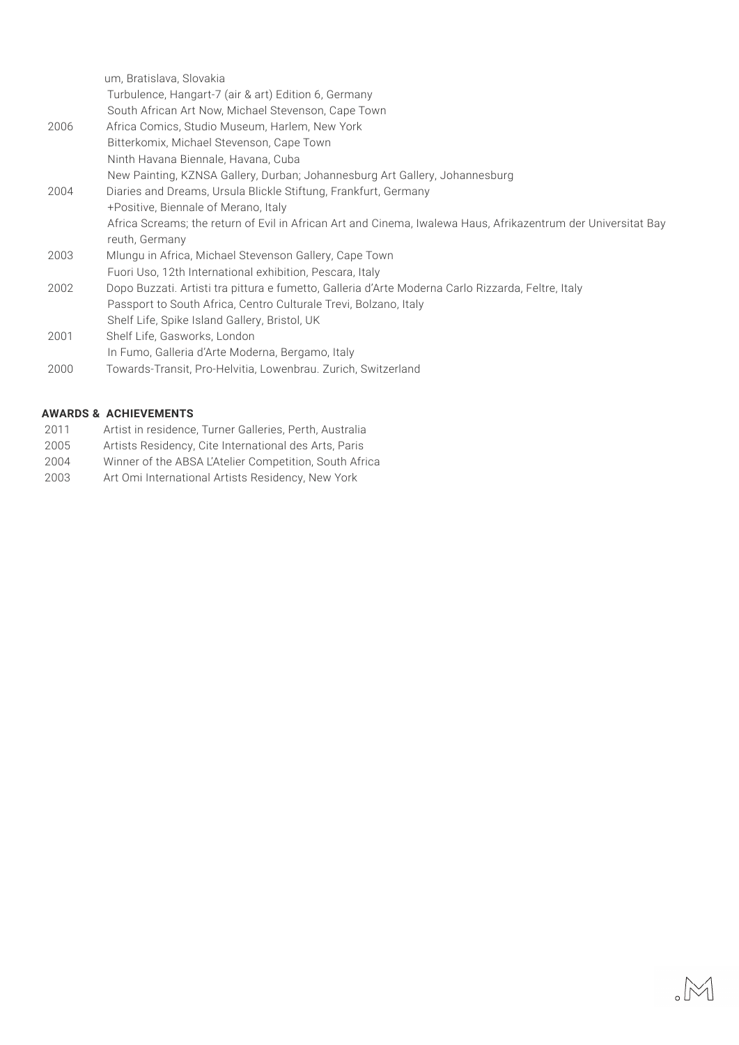| | |
|---|---|
| | um, Bratislava, Slovakia |
| | Turbulence, Hangart-7 (air & art) Edition 6, Germany |
| | South African Art Now, Michael Stevenson, Cape Town |
| 2006 | Africa Comics, Studio Museum, Harlem, New York |
| | Bitterkomix, Michael Stevenson, Cape Town |
| | Ninth Havana Biennale, Havana, Cuba |
| | New Painting, KZNSA Gallery, Durban; Johannesburg Art Gallery, Johannesburg |
| 2004 | Diaries and Dreams, Ursula Blickle Stiftung, Frankfurt, Germany |
| | +Positive, Biennale of Merano, Italy |
| | Africa Screams; the return of Evil in African Art and Cinema, Iwalewa Haus, Afrikazentrum der Universitat Bay reuth, Germany |
| 2003 | Mlungu in Africa, Michael Stevenson Gallery, Cape Town |
| | Fuori Uso, 12th International exhibition, Pescara, Italy |
| 2002 | Dopo Buzzati. Artisti tra pittura e fumetto, Galleria d'Arte Moderna Carlo Rizzarda, Feltre, Italy |
| | Passport to South Africa, Centro Culturale Trevi, Bolzano, Italy |
| | Shelf Life, Spike Island Gallery, Bristol, UK |
| 2001 | Shelf Life, Gasworks, London |
| | In Fumo, Galleria d'Arte Moderna, Bergamo, Italy |
| 2000 | Towards-Transit, Pro-Helvitia, Lowenbrau. Zurich, Switzerland |

**AWARDS & ACHIEVEMENTS**

| | |
|---|---|
| 2011 | Artist in residence, Turner Galleries, Perth, Australia |
| 2005 | Artists Residency, Cite International des Arts, Paris |
| 2004 | Winner of the ABSA L'Atelier Competition, South Africa |
| 2003 | Art Omi International Artists Residency, New York |